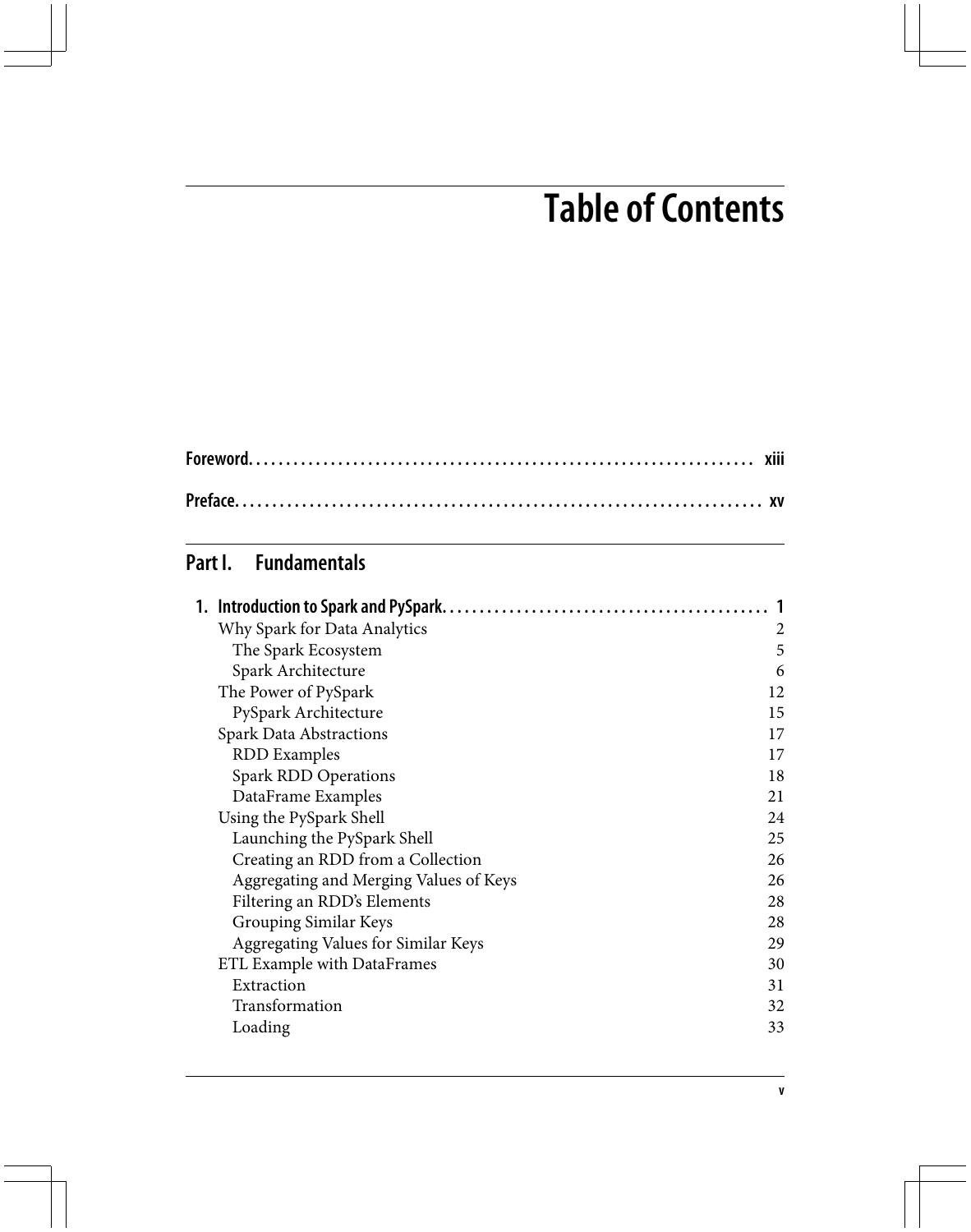# Table of Contents

**Foreword** . . . . . . . . . . . . . . . . . . . . . . . . . . . . . . . . . . . . . . . . . . . . . . . . . . . . . . . . . . . . . . . . . . **xiii**

**Preface** . . . . . . . . . . . . . . . . . . . . . . . . . . . . . . . . . . . . . . . . . . . . . . . . . . . . . . . . . . . . . . . . . . . **xv**

## Part I. Fundamentals

**1. Introduction to Spark and PySpark** . . . . . . . . . . . . . . . . . . . . . . . . . . . . . . . . . . . . . . . . . . . . **1**

- Why Spark for Data Analytics 2
  - The Spark Ecosystem 5
  - Spark Architecture 6
- The Power of PySpark 12
  - PySpark Architecture 15
- Spark Data Abstractions 17
  - RDD Examples 17
  - Spark RDD Operations 18
  - DataFrame Examples 21
- Using the PySpark Shell 24
  - Launching the PySpark Shell 25
  - Creating an RDD from a Collection 26
  - Aggregating and Merging Values of Keys 26
  - Filtering an RDD's Elements 28
  - Grouping Similar Keys 28
  - Aggregating Values for Similar Keys 29
- ETL Example with DataFrames 30
  - Extraction 31
  - Transformation 32
  - Loading 33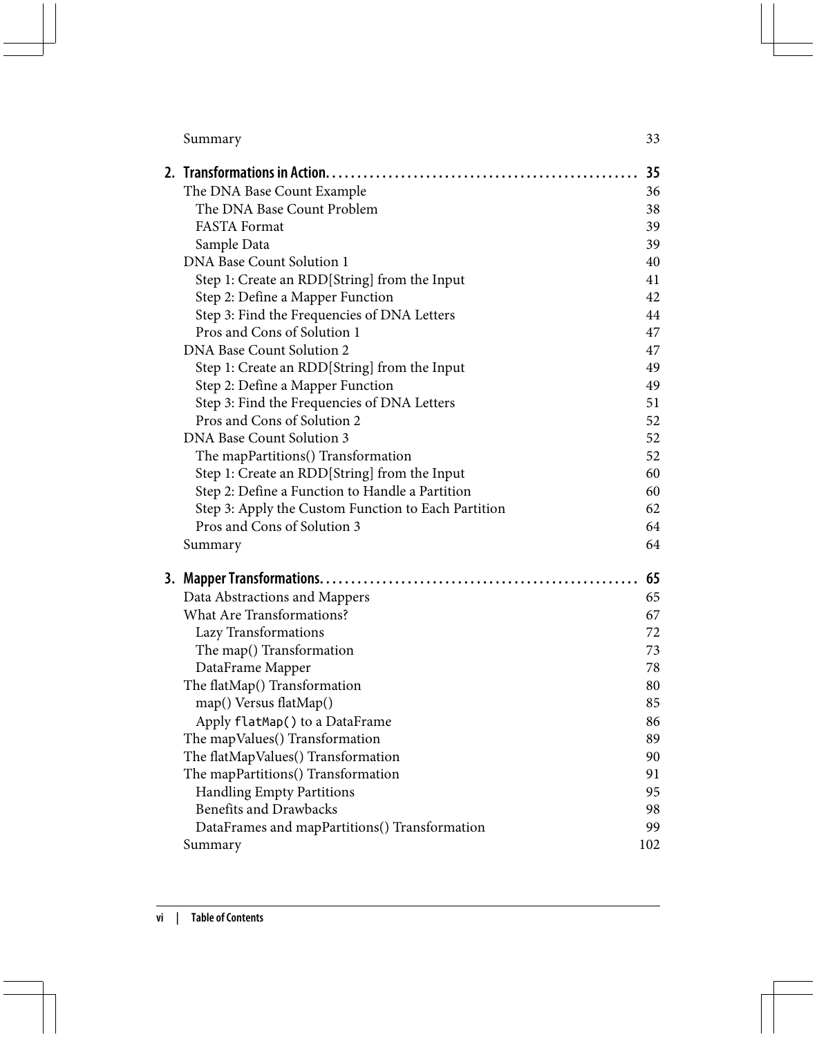Summary 33

**2. Transformations in Action. . . . . . . . . . . . . . . . . . . . . . . . . . . . . . . . . . . . . . . . . . . . . . . . . 35**

The DNA Base Count Example 36

- The DNA Base Count Problem 38
- FASTA Format 39
- Sample Data 39

DNA Base Count Solution 1 40

- Step 1: Create an RDD[String] from the Input 41
- Step 2: Define a Mapper Function 42
- Step 3: Find the Frequencies of DNA Letters 44
- Pros and Cons of Solution 1 47

DNA Base Count Solution 2 47

- Step 1: Create an RDD[String] from the Input 49
- Step 2: Define a Mapper Function 49
- Step 3: Find the Frequencies of DNA Letters 51
- Pros and Cons of Solution 2 52

DNA Base Count Solution 3 52

- The mapPartitions() Transformation 52
- Step 1: Create an RDD[String] from the Input 60
- Step 2: Define a Function to Handle a Partition 60
- Step 3: Apply the Custom Function to Each Partition 62
- Pros and Cons of Solution 3 64

Summary 64

**3. Mapper Transformations. . . . . . . . . . . . . . . . . . . . . . . . . . . . . . . . . . . . . . . . . . . . . . . . . . 65**

Data Abstractions and Mappers 65

What Are Transformations? 67

- Lazy Transformations 72
- The map() Transformation 73
- DataFrame Mapper 78

The flatMap() Transformation 80

- map() Versus flatMap() 85
- Apply `flatMap()` to a DataFrame 86

The mapValues() Transformation 89

The flatMapValues() Transformation 90

The mapPartitions() Transformation 91

- Handling Empty Partitions 95
- Benefits and Drawbacks 98
- DataFrames and mapPartitions() Transformation 99

Summary 102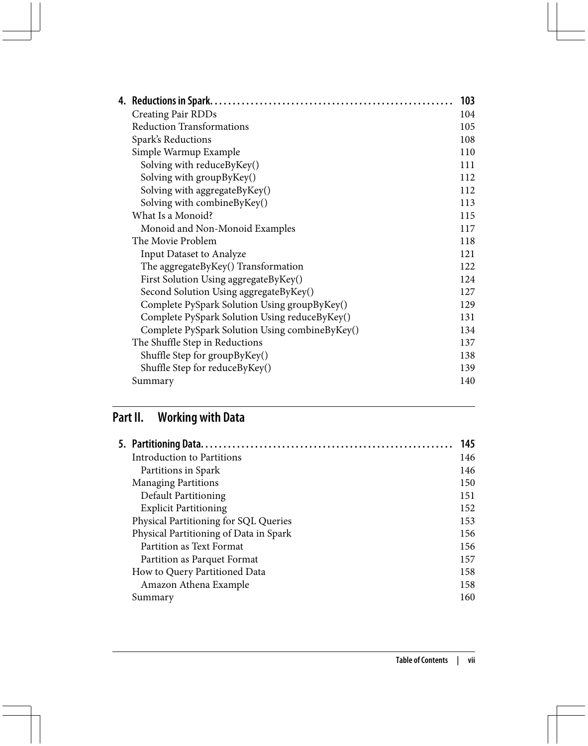**4. Reductions in Spark** .................................................. **103**

| | |
|---|---|
| Creating Pair RDDs | 104 |
| Reduction Transformations | 105 |
| Spark's Reductions | 108 |
| Simple Warmup Example | 110 |
| &nbsp;&nbsp;Solving with reduceByKey() | 111 |
| &nbsp;&nbsp;Solving with groupByKey() | 112 |
| &nbsp;&nbsp;Solving with aggregateByKey() | 112 |
| &nbsp;&nbsp;Solving with combineByKey() | 113 |
| What Is a Monoid? | 115 |
| &nbsp;&nbsp;Monoid and Non-Monoid Examples | 117 |
| The Movie Problem | 118 |
| &nbsp;&nbsp;Input Dataset to Analyze | 121 |
| &nbsp;&nbsp;The aggregateByKey() Transformation | 122 |
| &nbsp;&nbsp;First Solution Using aggregateByKey() | 124 |
| &nbsp;&nbsp;Second Solution Using aggregateByKey() | 127 |
| &nbsp;&nbsp;Complete PySpark Solution Using groupByKey() | 129 |
| &nbsp;&nbsp;Complete PySpark Solution Using reduceByKey() | 131 |
| &nbsp;&nbsp;Complete PySpark Solution Using combineByKey() | 134 |
| The Shuffle Step in Reductions | 137 |
| &nbsp;&nbsp;Shuffle Step for groupByKey() | 138 |
| &nbsp;&nbsp;Shuffle Step for reduceByKey() | 139 |
| Summary | 140 |

# Part II. Working with Data

**5. Partitioning Data** .................................................. **145**

| | |
|---|---|
| Introduction to Partitions | 146 |
| &nbsp;&nbsp;Partitions in Spark | 146 |
| Managing Partitions | 150 |
| &nbsp;&nbsp;Default Partitioning | 151 |
| &nbsp;&nbsp;Explicit Partitioning | 152 |
| Physical Partitioning for SQL Queries | 153 |
| Physical Partitioning of Data in Spark | 156 |
| &nbsp;&nbsp;Partition as Text Format | 156 |
| &nbsp;&nbsp;Partition as Parquet Format | 157 |
| How to Query Partitioned Data | 158 |
| &nbsp;&nbsp;Amazon Athena Example | 158 |
| Summary | 160 |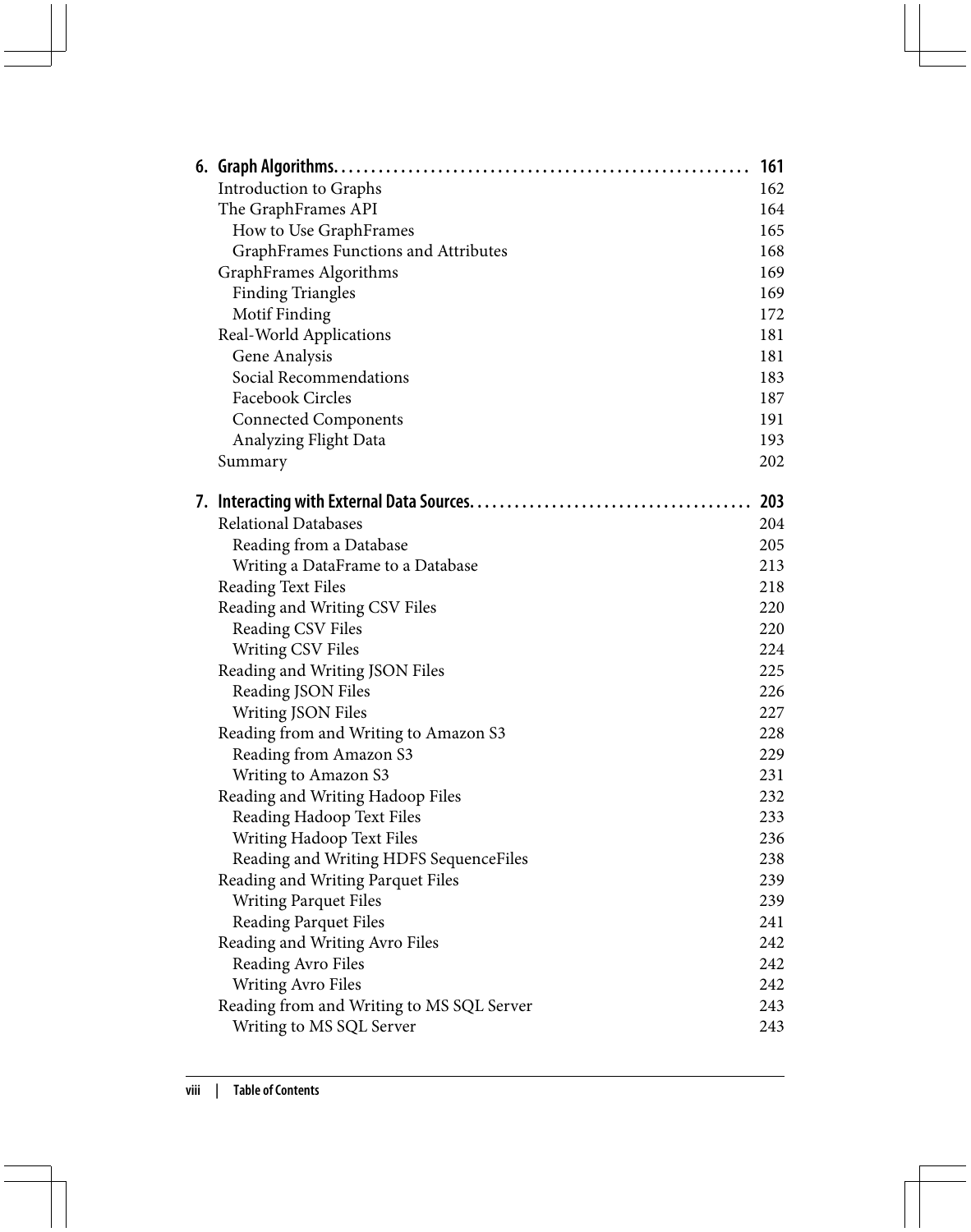**6. Graph Algorithms. . . . . . . . . . . . . . . . . . . . . . . . . . . . . . . . . . . . . . . . . . . . . . . . . . . . 161**

Introduction to Graphs 162
The GraphFrames API 164
  How to Use GraphFrames 165
  GraphFrames Functions and Attributes 168
GraphFrames Algorithms 169
  Finding Triangles 169
  Motif Finding 172
Real-World Applications 181
  Gene Analysis 181
  Social Recommendations 183
  Facebook Circles 187
  Connected Components 191
  Analyzing Flight Data 193
Summary 202

**7. Interacting with External Data Sources. . . . . . . . . . . . . . . . . . . . . . . . . . . . . . . . . . . . 203**

Relational Databases 204
  Reading from a Database 205
  Writing a DataFrame to a Database 213
Reading Text Files 218
Reading and Writing CSV Files 220
  Reading CSV Files 220
  Writing CSV Files 224
Reading and Writing JSON Files 225
  Reading JSON Files 226
  Writing JSON Files 227
Reading from and Writing to Amazon S3 228
  Reading from Amazon S3 229
  Writing to Amazon S3 231
Reading and Writing Hadoop Files 232
  Reading Hadoop Text Files 233
  Writing Hadoop Text Files 236
  Reading and Writing HDFS SequenceFiles 238
Reading and Writing Parquet Files 239
  Writing Parquet Files 239
  Reading Parquet Files 241
Reading and Writing Avro Files 242
  Reading Avro Files 242
  Writing Avro Files 242
Reading from and Writing to MS SQL Server 243
  Writing to MS SQL Server 243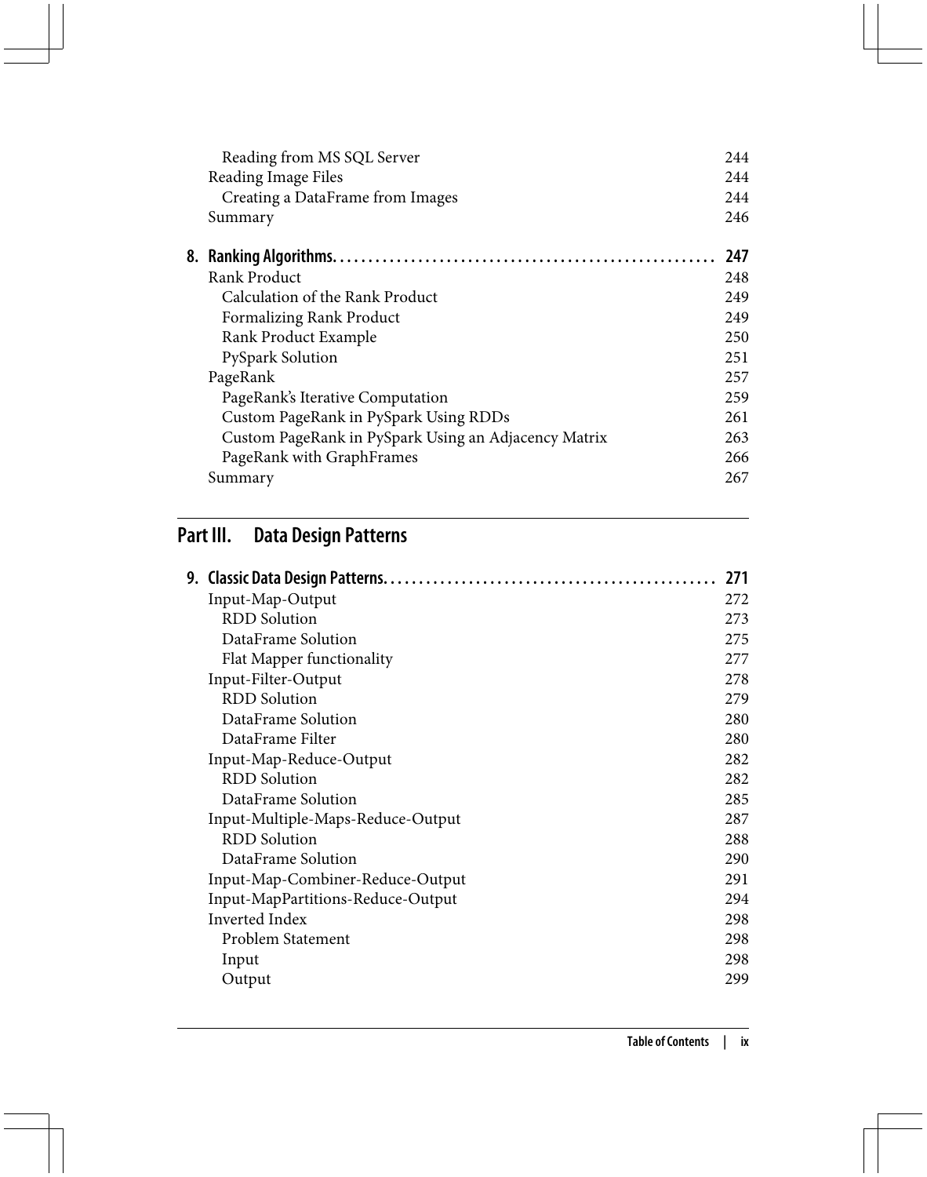Reading from MS SQL Server 244
Reading Image Files 244
Creating a DataFrame from Images 244
Summary 246

**8. Ranking Algorithms. . . . . . . . . . . . . . . . . . . . . . . . . . . . . . . . . . . . . . . . . . . . . . . . . . . . . 247**

Rank Product 248
Calculation of the Rank Product 249
Formalizing Rank Product 249
Rank Product Example 250
PySpark Solution 251
PageRank 257
PageRank's Iterative Computation 259
Custom PageRank in PySpark Using RDDs 261
Custom PageRank in PySpark Using an Adjacency Matrix 263
PageRank with GraphFrames 266
Summary 267

## Part III. Data Design Patterns

**9. Classic Data Design Patterns. . . . . . . . . . . . . . . . . . . . . . . . . . . . . . . . . . . . . . . . . . . . . . 271**

Input-Map-Output 272
RDD Solution 273
DataFrame Solution 275
Flat Mapper functionality 277
Input-Filter-Output 278
RDD Solution 279
DataFrame Solution 280
DataFrame Filter 280
Input-Map-Reduce-Output 282
RDD Solution 282
DataFrame Solution 285
Input-Multiple-Maps-Reduce-Output 287
RDD Solution 288
DataFrame Solution 290
Input-Map-Combiner-Reduce-Output 291
Input-MapPartitions-Reduce-Output 294
Inverted Index 298
Problem Statement 298
Input 298
Output 299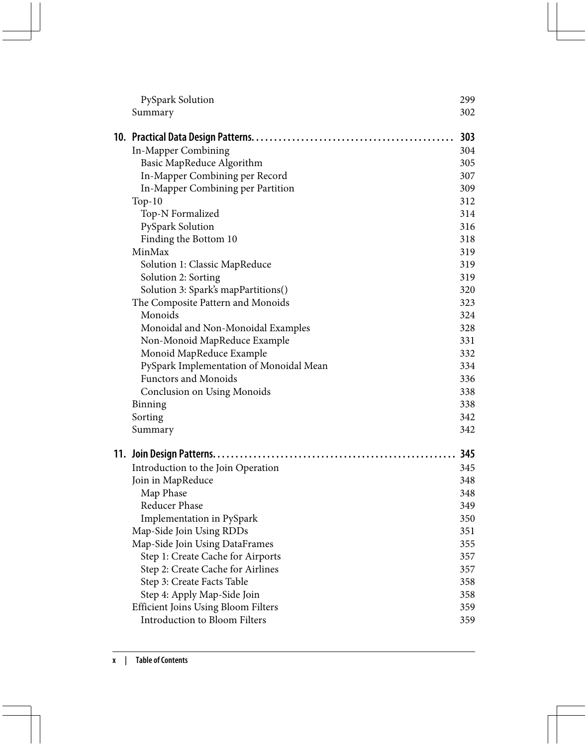PySpark Solution 299
Summary 302

**10. Practical Data Design Patterns. . . . . . . . . . . . . . . . . . . . . . . . . . . . . . . . . . . . . . . . . . . . . 303**

In-Mapper Combining 304
Basic MapReduce Algorithm 305
In-Mapper Combining per Record 307
In-Mapper Combining per Partition 309
Top-10 312
Top-N Formalized 314
PySpark Solution 316
Finding the Bottom 10 318
MinMax 319
Solution 1: Classic MapReduce 319
Solution 2: Sorting 319
Solution 3: Spark's mapPartitions() 320
The Composite Pattern and Monoids 323
Monoids 324
Monoidal and Non-Monoidal Examples 328
Non-Monoid MapReduce Example 331
Monoid MapReduce Example 332
PySpark Implementation of Monoidal Mean 334
Functors and Monoids 336
Conclusion on Using Monoids 338
Binning 338
Sorting 342
Summary 342

**11. Join Design Patterns. . . . . . . . . . . . . . . . . . . . . . . . . . . . . . . . . . . . . . . . . . . . . . . . . . . . . 345**

Introduction to the Join Operation 345
Join in MapReduce 348
Map Phase 348
Reducer Phase 349
Implementation in PySpark 350
Map-Side Join Using RDDs 351
Map-Side Join Using DataFrames 355
Step 1: Create Cache for Airports 357
Step 2: Create Cache for Airlines 357
Step 3: Create Facts Table 358
Step 4: Apply Map-Side Join 358
Efficient Joins Using Bloom Filters 359
Introduction to Bloom Filters 359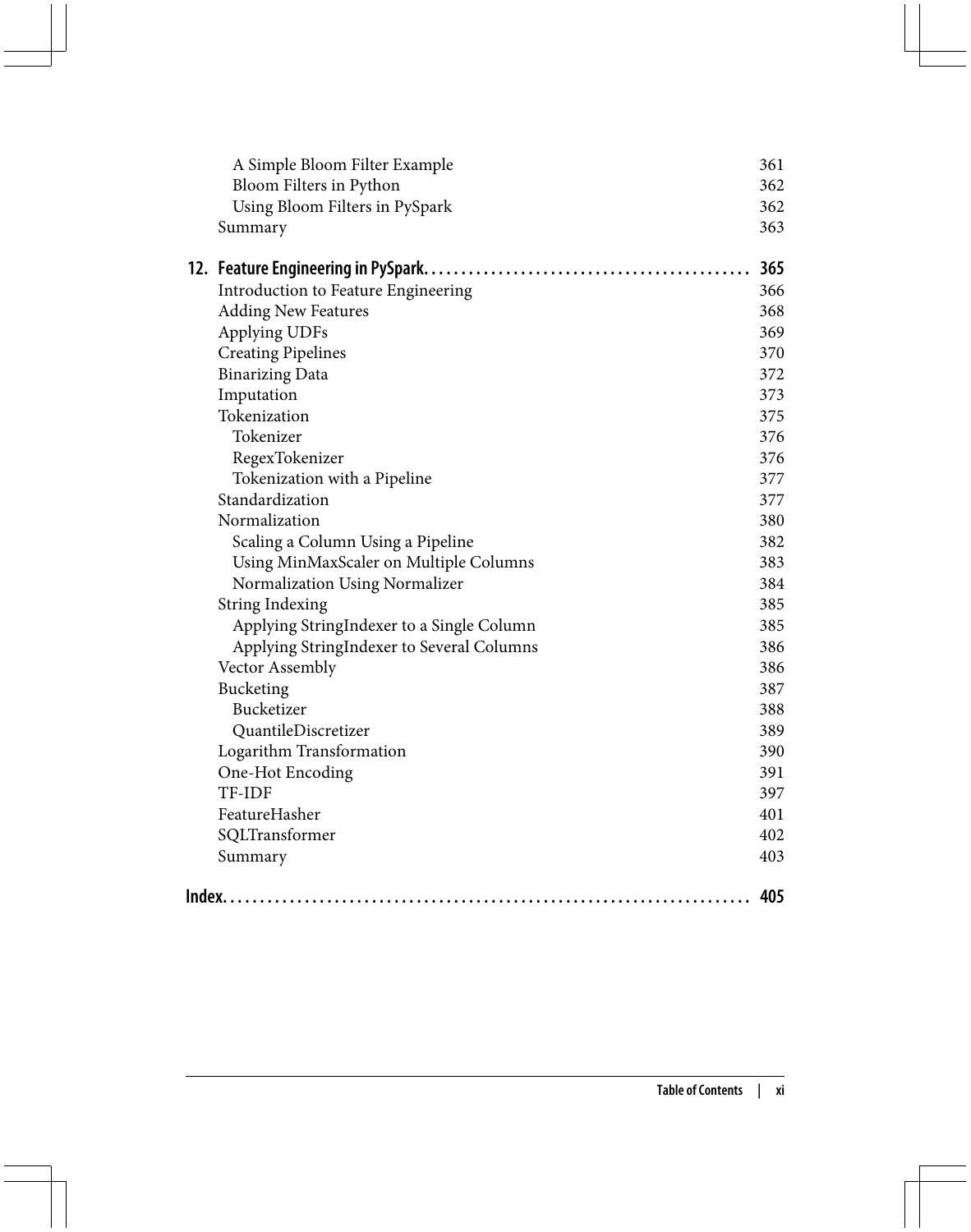A Simple Bloom Filter Example 361
Bloom Filters in Python 362
Using Bloom Filters in PySpark 362
Summary 363

**12. Feature Engineering in PySpark. . . . . . . . . . . . . . . . . . . . . . . . . . . . . . . . . . . . . . . . . . . 365**

Introduction to Feature Engineering 366
Adding New Features 368
Applying UDFs 369
Creating Pipelines 370
Binarizing Data 372
Imputation 373
Tokenization 375
Tokenizer 376
RegexTokenizer 376
Tokenization with a Pipeline 377
Standardization 377
Normalization 380
Scaling a Column Using a Pipeline 382
Using MinMaxScaler on Multiple Columns 383
Normalization Using Normalizer 384
String Indexing 385
Applying StringIndexer to a Single Column 385
Applying StringIndexer to Several Columns 386
Vector Assembly 386
Bucketing 387
Bucketizer 388
QuantileDiscretizer 389
Logarithm Transformation 390
One-Hot Encoding 391
TF-IDF 397
FeatureHasher 401
SQLTransformer 402
Summary 403

**Index. . . . . . . . . . . . . . . . . . . . . . . . . . . . . . . . . . . . . . . . . . . . . . . . . . . . . . . . . . . . . . . . . 405**